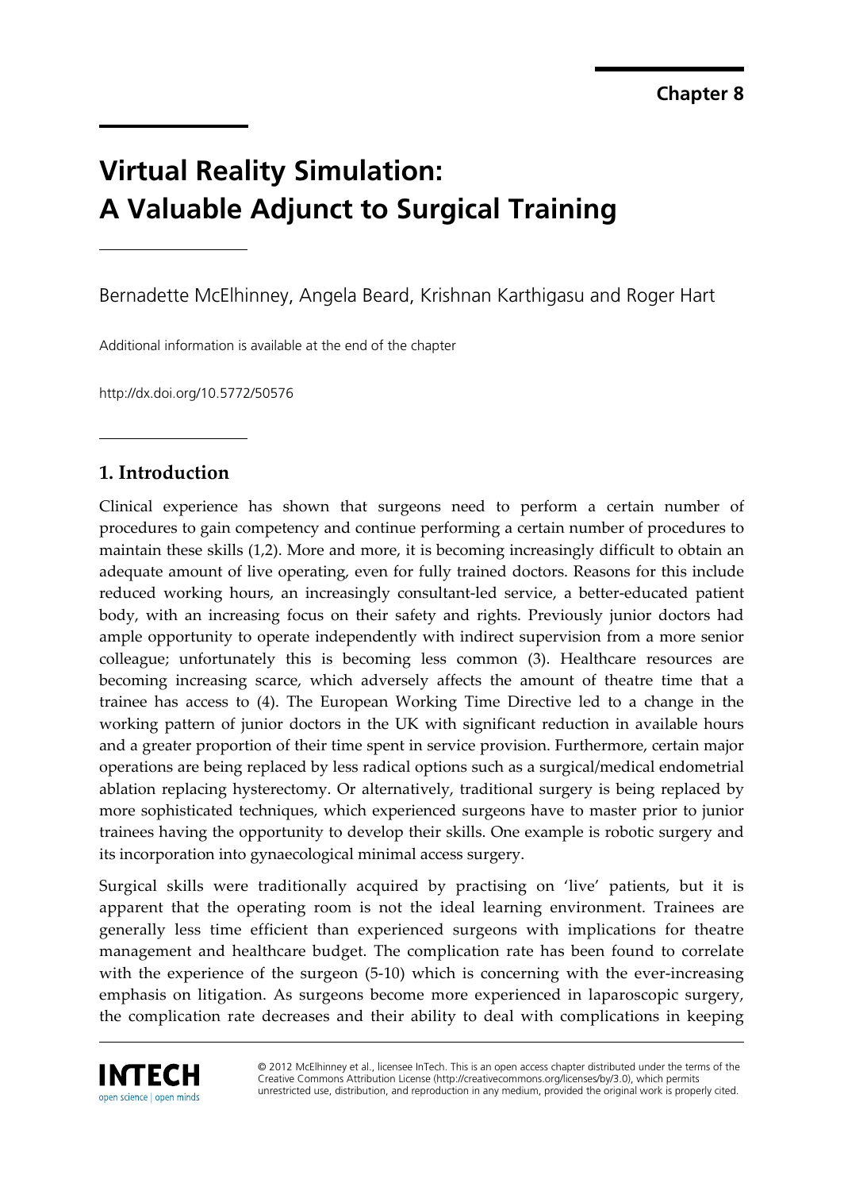**Chapter 8**

# Virtual Reality Simulation: A Valuable Adjunct to Surgical Training

Bernadette McElhinney, Angela Beard, Krishnan Karthigasu and Roger Hart

Additional information is available at the end of the chapter

http://dx.doi.org/10.5772/50576

## 1. Introduction

Clinical experience has shown that surgeons need to perform a certain number of procedures to gain competency and continue performing a certain number of procedures to maintain these skills (1,2). More and more, it is becoming increasingly difficult to obtain an adequate amount of live operating, even for fully trained doctors. Reasons for this include reduced working hours, an increasingly consultant-led service, a better-educated patient body, with an increasing focus on their safety and rights. Previously junior doctors had ample opportunity to operate independently with indirect supervision from a more senior colleague; unfortunately this is becoming less common (3). Healthcare resources are becoming increasing scarce, which adversely affects the amount of theatre time that a trainee has access to (4). The European Working Time Directive led to a change in the working pattern of junior doctors in the UK with significant reduction in available hours and a greater proportion of their time spent in service provision. Furthermore, certain major operations are being replaced by less radical options such as a surgical/medical endometrial ablation replacing hysterectomy. Or alternatively, traditional surgery is being replaced by more sophisticated techniques, which experienced surgeons have to master prior to junior trainees having the opportunity to develop their skills. One example is robotic surgery and its incorporation into gynaecological minimal access surgery.

Surgical skills were traditionally acquired by practising on 'live' patients, but it is apparent that the operating room is not the ideal learning environment. Trainees are generally less time efficient than experienced surgeons with implications for theatre management and healthcare budget. The complication rate has been found to correlate with the experience of the surgeon (5-10) which is concerning with the ever-increasing emphasis on litigation. As surgeons become more experienced in laparoscopic surgery, the complication rate decreases and their ability to deal with complications in keeping

© 2012 McElhinney et al., licensee InTech. This is an open access chapter distributed under the terms of the Creative Commons Attribution License (http://creativecommons.org/licenses/by/3.0), which permits unrestricted use, distribution, and reproduction in any medium, provided the original work is properly cited.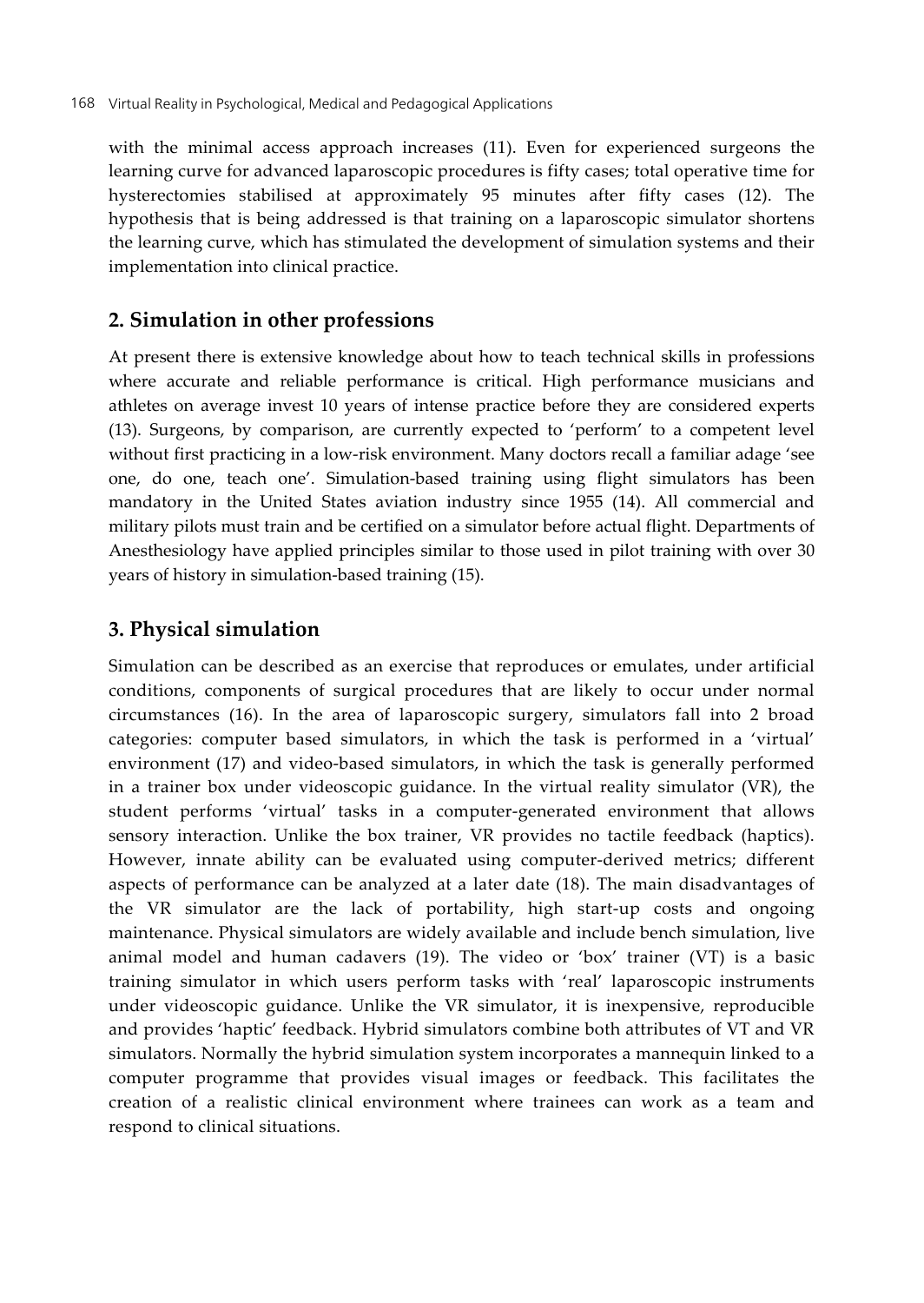with the minimal access approach increases (11). Even for experienced surgeons the learning curve for advanced laparoscopic procedures is fifty cases; total operative time for hysterectomies stabilised at approximately 95 minutes after fifty cases (12). The hypothesis that is being addressed is that training on a laparoscopic simulator shortens the learning curve, which has stimulated the development of simulation systems and their implementation into clinical practice.

## 2. Simulation in other professions

At present there is extensive knowledge about how to teach technical skills in professions where accurate and reliable performance is critical. High performance musicians and athletes on average invest 10 years of intense practice before they are considered experts (13). Surgeons, by comparison, are currently expected to 'perform' to a competent level without first practicing in a low-risk environment. Many doctors recall a familiar adage 'see one, do one, teach one'. Simulation-based training using flight simulators has been mandatory in the United States aviation industry since 1955 (14). All commercial and military pilots must train and be certified on a simulator before actual flight. Departments of Anesthesiology have applied principles similar to those used in pilot training with over 30 years of history in simulation-based training (15).

## 3. Physical simulation

Simulation can be described as an exercise that reproduces or emulates, under artificial conditions, components of surgical procedures that are likely to occur under normal circumstances (16). In the area of laparoscopic surgery, simulators fall into 2 broad categories: computer based simulators, in which the task is performed in a 'virtual' environment (17) and video-based simulators, in which the task is generally performed in a trainer box under videoscopic guidance. In the virtual reality simulator (VR), the student performs 'virtual' tasks in a computer-generated environment that allows sensory interaction. Unlike the box trainer, VR provides no tactile feedback (haptics). However, innate ability can be evaluated using computer-derived metrics; different aspects of performance can be analyzed at a later date (18). The main disadvantages of the VR simulator are the lack of portability, high start-up costs and ongoing maintenance. Physical simulators are widely available and include bench simulation, live animal model and human cadavers (19). The video or 'box' trainer (VT) is a basic training simulator in which users perform tasks with 'real' laparoscopic instruments under videoscopic guidance. Unlike the VR simulator, it is inexpensive, reproducible and provides 'haptic' feedback. Hybrid simulators combine both attributes of VT and VR simulators. Normally the hybrid simulation system incorporates a mannequin linked to a computer programme that provides visual images or feedback. This facilitates the creation of a realistic clinical environment where trainees can work as a team and respond to clinical situations.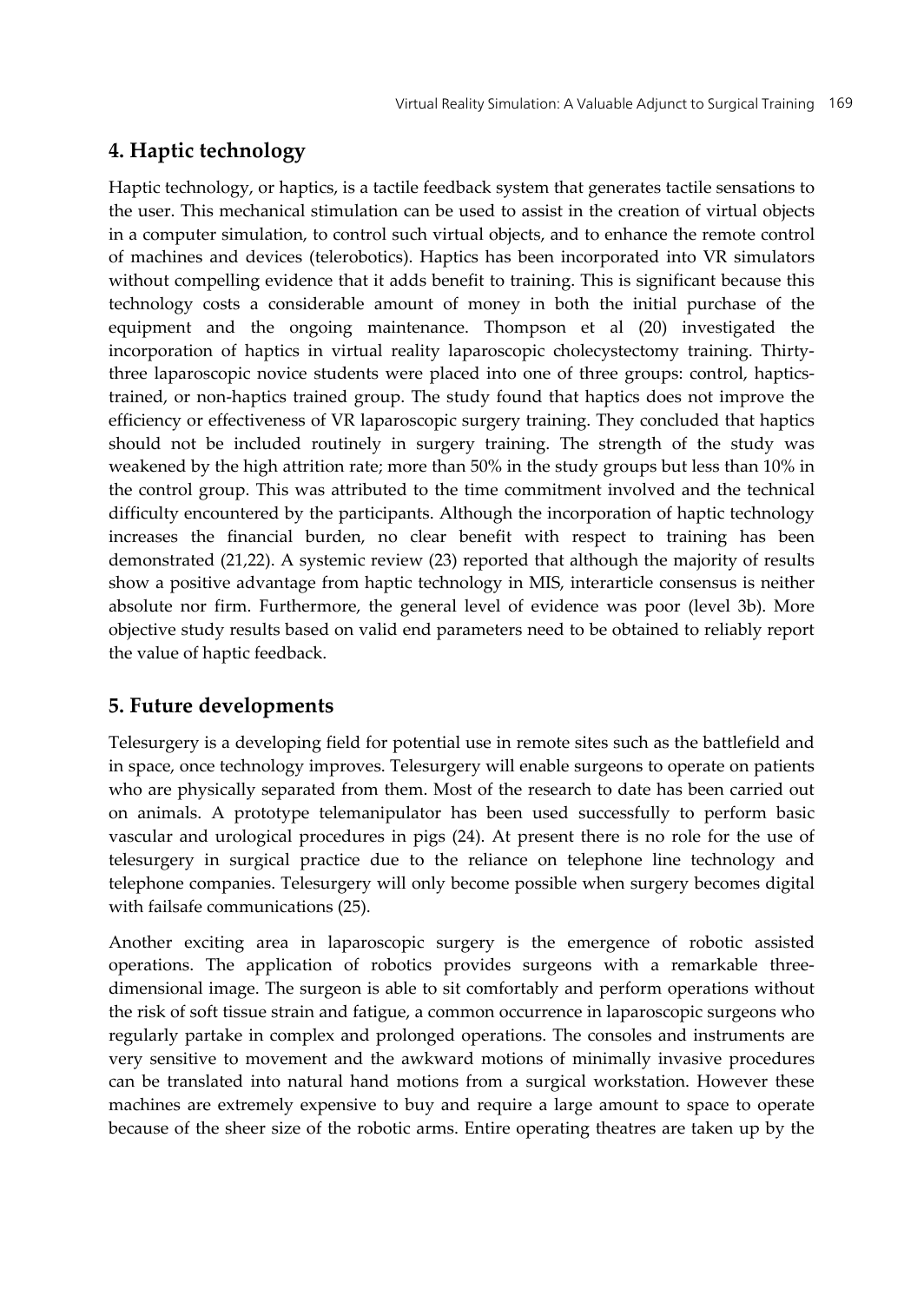## 4. Haptic technology

Haptic technology, or haptics, is a tactile feedback system that generates tactile sensations to the user. This mechanical stimulation can be used to assist in the creation of virtual objects in a computer simulation, to control such virtual objects, and to enhance the remote control of machines and devices (telerobotics). Haptics has been incorporated into VR simulators without compelling evidence that it adds benefit to training. This is significant because this technology costs a considerable amount of money in both the initial purchase of the equipment and the ongoing maintenance. Thompson et al (20) investigated the incorporation of haptics in virtual reality laparoscopic cholecystectomy training. Thirty-three laparoscopic novice students were placed into one of three groups: control, haptics-trained, or non-haptics trained group. The study found that haptics does not improve the efficiency or effectiveness of VR laparoscopic surgery training. They concluded that haptics should not be included routinely in surgery training. The strength of the study was weakened by the high attrition rate; more than 50% in the study groups but less than 10% in the control group. This was attributed to the time commitment involved and the technical difficulty encountered by the participants. Although the incorporation of haptic technology increases the financial burden, no clear benefit with respect to training has been demonstrated (21,22). A systemic review (23) reported that although the majority of results show a positive advantage from haptic technology in MIS, interarticle consensus is neither absolute nor firm. Furthermore, the general level of evidence was poor (level 3b). More objective study results based on valid end parameters need to be obtained to reliably report the value of haptic feedback.

## 5. Future developments

Telesurgery is a developing field for potential use in remote sites such as the battlefield and in space, once technology improves. Telesurgery will enable surgeons to operate on patients who are physically separated from them. Most of the research to date has been carried out on animals. A prototype telemanipulator has been used successfully to perform basic vascular and urological procedures in pigs (24). At present there is no role for the use of telesurgery in surgical practice due to the reliance on telephone line technology and telephone companies. Telesurgery will only become possible when surgery becomes digital with failsafe communications (25).

Another exciting area in laparoscopic surgery is the emergence of robotic assisted operations. The application of robotics provides surgeons with a remarkable three-dimensional image. The surgeon is able to sit comfortably and perform operations without the risk of soft tissue strain and fatigue, a common occurrence in laparoscopic surgeons who regularly partake in complex and prolonged operations. The consoles and instruments are very sensitive to movement and the awkward motions of minimally invasive procedures can be translated into natural hand motions from a surgical workstation. However these machines are extremely expensive to buy and require a large amount to space to operate because of the sheer size of the robotic arms. Entire operating theatres are taken up by the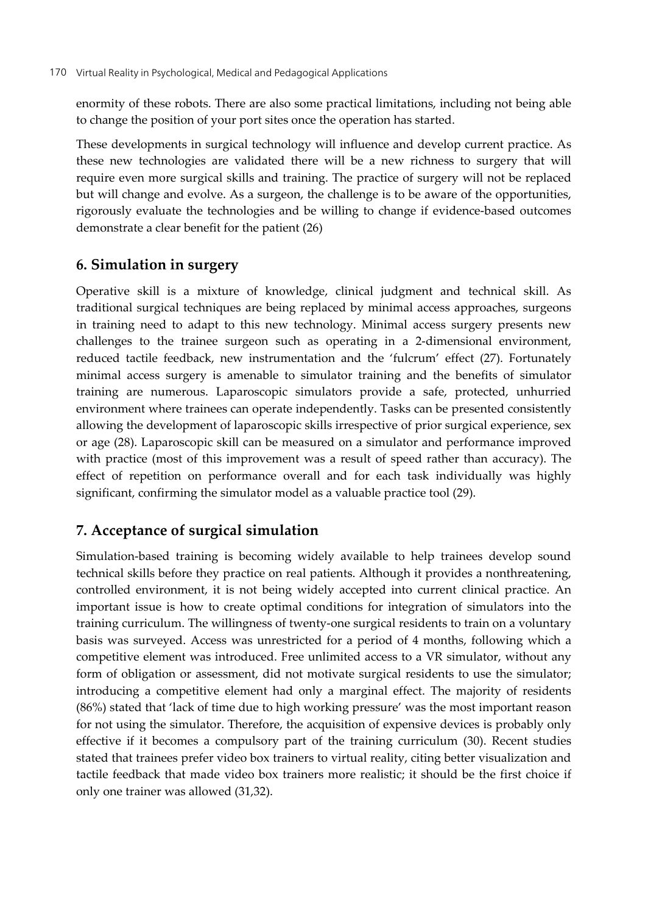enormity of these robots. There are also some practical limitations, including not being able to change the position of your port sites once the operation has started.

These developments in surgical technology will influence and develop current practice. As these new technologies are validated there will be a new richness to surgery that will require even more surgical skills and training. The practice of surgery will not be replaced but will change and evolve. As a surgeon, the challenge is to be aware of the opportunities, rigorously evaluate the technologies and be willing to change if evidence-based outcomes demonstrate a clear benefit for the patient (26)

## 6. Simulation in surgery

Operative skill is a mixture of knowledge, clinical judgment and technical skill. As traditional surgical techniques are being replaced by minimal access approaches, surgeons in training need to adapt to this new technology. Minimal access surgery presents new challenges to the trainee surgeon such as operating in a 2-dimensional environment, reduced tactile feedback, new instrumentation and the 'fulcrum' effect (27). Fortunately minimal access surgery is amenable to simulator training and the benefits of simulator training are numerous. Laparoscopic simulators provide a safe, protected, unhurried environment where trainees can operate independently. Tasks can be presented consistently allowing the development of laparoscopic skills irrespective of prior surgical experience, sex or age (28). Laparoscopic skill can be measured on a simulator and performance improved with practice (most of this improvement was a result of speed rather than accuracy). The effect of repetition on performance overall and for each task individually was highly significant, confirming the simulator model as a valuable practice tool (29).

## 7. Acceptance of surgical simulation

Simulation-based training is becoming widely available to help trainees develop sound technical skills before they practice on real patients. Although it provides a nonthreatening, controlled environment, it is not being widely accepted into current clinical practice. An important issue is how to create optimal conditions for integration of simulators into the training curriculum. The willingness of twenty-one surgical residents to train on a voluntary basis was surveyed. Access was unrestricted for a period of 4 months, following which a competitive element was introduced. Free unlimited access to a VR simulator, without any form of obligation or assessment, did not motivate surgical residents to use the simulator; introducing a competitive element had only a marginal effect. The majority of residents (86%) stated that 'lack of time due to high working pressure' was the most important reason for not using the simulator. Therefore, the acquisition of expensive devices is probably only effective if it becomes a compulsory part of the training curriculum (30). Recent studies stated that trainees prefer video box trainers to virtual reality, citing better visualization and tactile feedback that made video box trainers more realistic; it should be the first choice if only one trainer was allowed (31,32).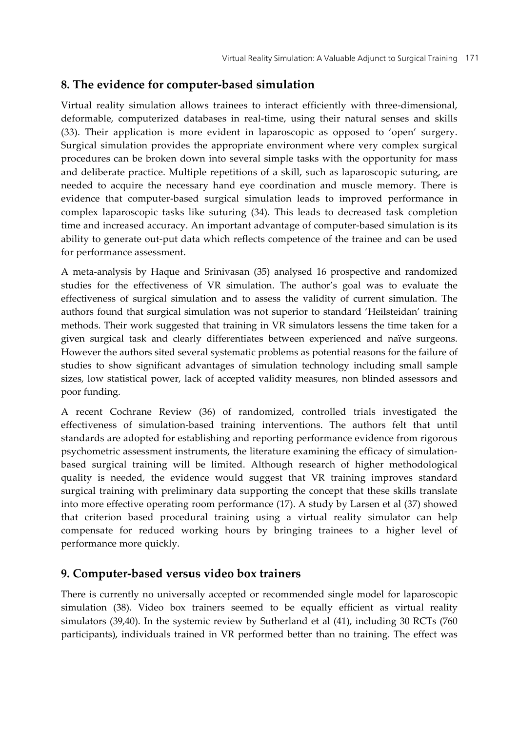## 8. The evidence for computer-based simulation

Virtual reality simulation allows trainees to interact efficiently with three-dimensional, deformable, computerized databases in real-time, using their natural senses and skills (33). Their application is more evident in laparoscopic as opposed to 'open' surgery. Surgical simulation provides the appropriate environment where very complex surgical procedures can be broken down into several simple tasks with the opportunity for mass and deliberate practice. Multiple repetitions of a skill, such as laparoscopic suturing, are needed to acquire the necessary hand eye coordination and muscle memory. There is evidence that computer-based surgical simulation leads to improved performance in complex laparoscopic tasks like suturing (34). This leads to decreased task completion time and increased accuracy. An important advantage of computer-based simulation is its ability to generate out-put data which reflects competence of the trainee and can be used for performance assessment.

A meta-analysis by Haque and Srinivasan (35) analysed 16 prospective and randomized studies for the effectiveness of VR simulation. The author's goal was to evaluate the effectiveness of surgical simulation and to assess the validity of current simulation. The authors found that surgical simulation was not superior to standard 'Heilsteidan' training methods. Their work suggested that training in VR simulators lessens the time taken for a given surgical task and clearly differentiates between experienced and naïve surgeons. However the authors sited several systematic problems as potential reasons for the failure of studies to show significant advantages of simulation technology including small sample sizes, low statistical power, lack of accepted validity measures, non blinded assessors and poor funding.

A recent Cochrane Review (36) of randomized, controlled trials investigated the effectiveness of simulation-based training interventions. The authors felt that until standards are adopted for establishing and reporting performance evidence from rigorous psychometric assessment instruments, the literature examining the efficacy of simulation-based surgical training will be limited. Although research of higher methodological quality is needed, the evidence would suggest that VR training improves standard surgical training with preliminary data supporting the concept that these skills translate into more effective operating room performance (17). A study by Larsen et al (37) showed that criterion based procedural training using a virtual reality simulator can help compensate for reduced working hours by bringing trainees to a higher level of performance more quickly.

## 9. Computer-based versus video box trainers

There is currently no universally accepted or recommended single model for laparoscopic simulation (38). Video box trainers seemed to be equally efficient as virtual reality simulators (39,40). In the systemic review by Sutherland et al (41), including 30 RCTs (760 participants), individuals trained in VR performed better than no training. The effect was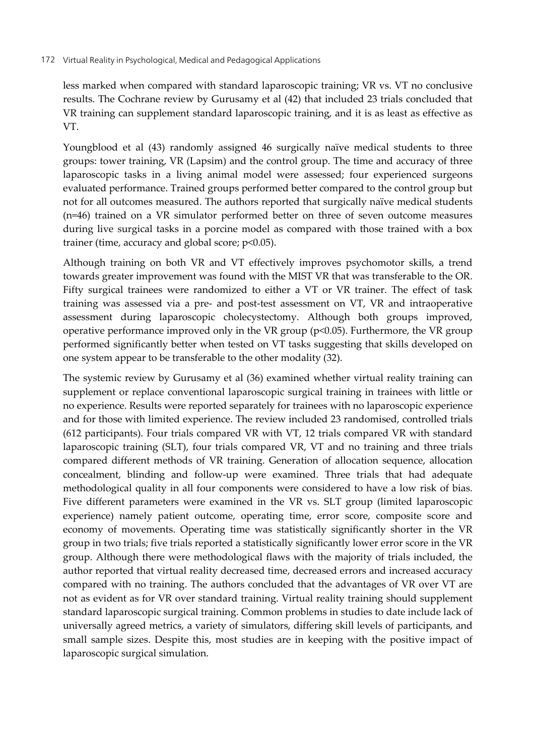less marked when compared with standard laparoscopic training; VR vs. VT no conclusive results. The Cochrane review by Gurusamy et al (42) that included 23 trials concluded that VR training can supplement standard laparoscopic training, and it is as least as effective as VT.

Youngblood et al (43) randomly assigned 46 surgically naïve medical students to three groups: tower training, VR (Lapsim) and the control group. The time and accuracy of three laparoscopic tasks in a living animal model were assessed; four experienced surgeons evaluated performance. Trained groups performed better compared to the control group but not for all outcomes measured. The authors reported that surgically naïve medical students (n=46) trained on a VR simulator performed better on three of seven outcome measures during live surgical tasks in a porcine model as compared with those trained with a box trainer (time, accuracy and global score; $p<0.05$).

Although training on both VR and VT effectively improves psychomotor skills, a trend towards greater improvement was found with the MIST VR that was transferable to the OR. Fifty surgical trainees were randomized to either a VT or VR trainer. The effect of task training was assessed via a pre- and post-test assessment on VT, VR and intraoperative assessment during laparoscopic cholecystectomy. Although both groups improved, operative performance improved only in the VR group ($p<0.05$). Furthermore, the VR group performed significantly better when tested on VT tasks suggesting that skills developed on one system appear to be transferable to the other modality (32).

The systemic review by Gurusamy et al (36) examined whether virtual reality training can supplement or replace conventional laparoscopic surgical training in trainees with little or no experience. Results were reported separately for trainees with no laparoscopic experience and for those with limited experience. The review included 23 randomised, controlled trials (612 participants). Four trials compared VR with VT, 12 trials compared VR with standard laparoscopic training (SLT), four trials compared VR, VT and no training and three trials compared different methods of VR training. Generation of allocation sequence, allocation concealment, blinding and follow-up were examined. Three trials that had adequate methodological quality in all four components were considered to have a low risk of bias. Five different parameters were examined in the VR vs. SLT group (limited laparoscopic experience) namely patient outcome, operating time, error score, composite score and economy of movements. Operating time was statistically significantly shorter in the VR group in two trials; five trials reported a statistically significantly lower error score in the VR group. Although there were methodological flaws with the majority of trials included, the author reported that virtual reality decreased time, decreased errors and increased accuracy compared with no training. The authors concluded that the advantages of VR over VT are not as evident as for VR over standard training. Virtual reality training should supplement standard laparoscopic surgical training. Common problems in studies to date include lack of universally agreed metrics, a variety of simulators, differing skill levels of participants, and small sample sizes. Despite this, most studies are in keeping with the positive impact of laparoscopic surgical simulation.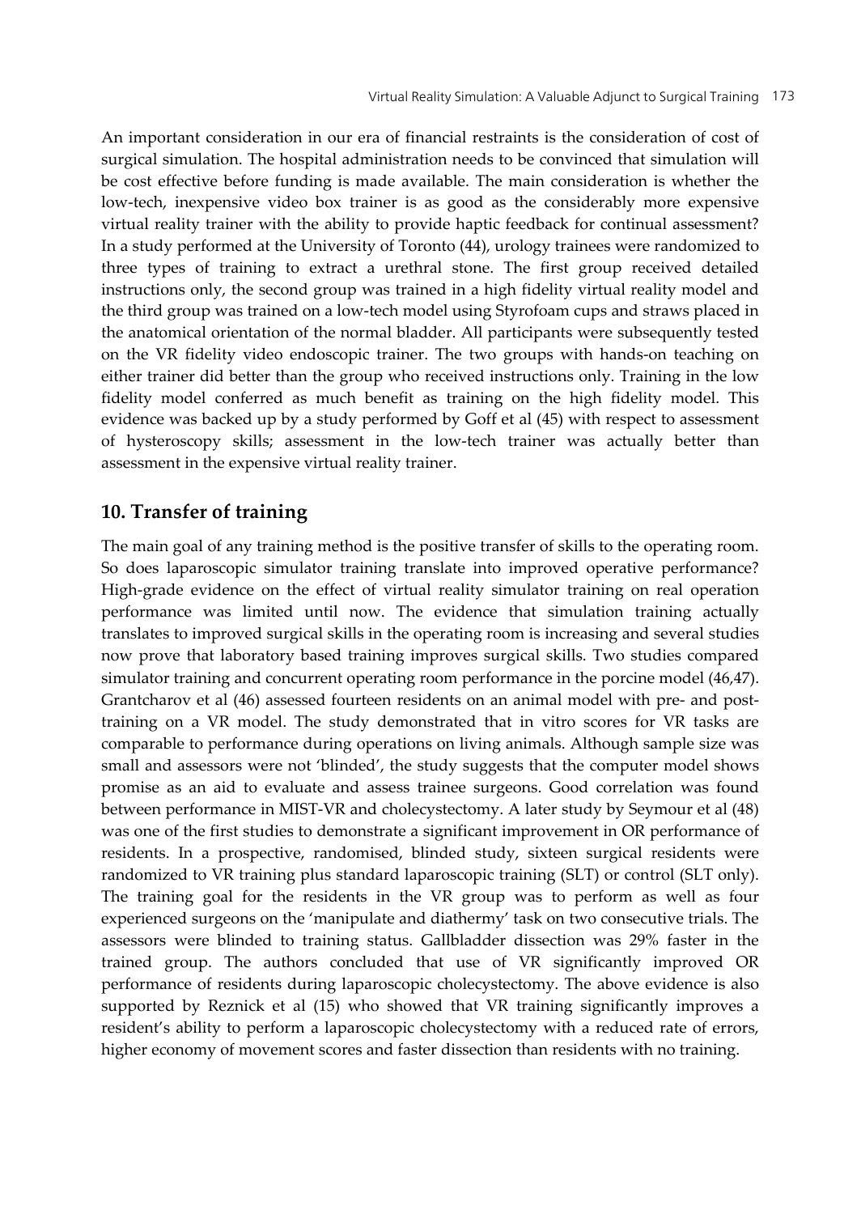An important consideration in our era of financial restraints is the consideration of cost of surgical simulation. The hospital administration needs to be convinced that simulation will be cost effective before funding is made available. The main consideration is whether the low-tech, inexpensive video box trainer is as good as the considerably more expensive virtual reality trainer with the ability to provide haptic feedback for continual assessment? In a study performed at the University of Toronto (44), urology trainees were randomized to three types of training to extract a urethral stone. The first group received detailed instructions only, the second group was trained in a high fidelity virtual reality model and the third group was trained on a low-tech model using Styrofoam cups and straws placed in the anatomical orientation of the normal bladder. All participants were subsequently tested on the VR fidelity video endoscopic trainer. The two groups with hands-on teaching on either trainer did better than the group who received instructions only. Training in the low fidelity model conferred as much benefit as training on the high fidelity model. This evidence was backed up by a study performed by Goff et al (45) with respect to assessment of hysteroscopy skills; assessment in the low-tech trainer was actually better than assessment in the expensive virtual reality trainer.

## 10. Transfer of training

The main goal of any training method is the positive transfer of skills to the operating room. So does laparoscopic simulator training translate into improved operative performance? High-grade evidence on the effect of virtual reality simulator training on real operation performance was limited until now. The evidence that simulation training actually translates to improved surgical skills in the operating room is increasing and several studies now prove that laboratory based training improves surgical skills. Two studies compared simulator training and concurrent operating room performance in the porcine model (46,47). Grantcharov et al (46) assessed fourteen residents on an animal model with pre- and post-training on a VR model. The study demonstrated that in vitro scores for VR tasks are comparable to performance during operations on living animals. Although sample size was small and assessors were not 'blinded', the study suggests that the computer model shows promise as an aid to evaluate and assess trainee surgeons. Good correlation was found between performance in MIST-VR and cholecystectomy. A later study by Seymour et al (48) was one of the first studies to demonstrate a significant improvement in OR performance of residents. In a prospective, randomised, blinded study, sixteen surgical residents were randomized to VR training plus standard laparoscopic training (SLT) or control (SLT only). The training goal for the residents in the VR group was to perform as well as four experienced surgeons on the 'manipulate and diathermy' task on two consecutive trials. The assessors were blinded to training status. Gallbladder dissection was 29% faster in the trained group. The authors concluded that use of VR significantly improved OR performance of residents during laparoscopic cholecystectomy. The above evidence is also supported by Reznick et al (15) who showed that VR training significantly improves a resident's ability to perform a laparoscopic cholecystectomy with a reduced rate of errors, higher economy of movement scores and faster dissection than residents with no training.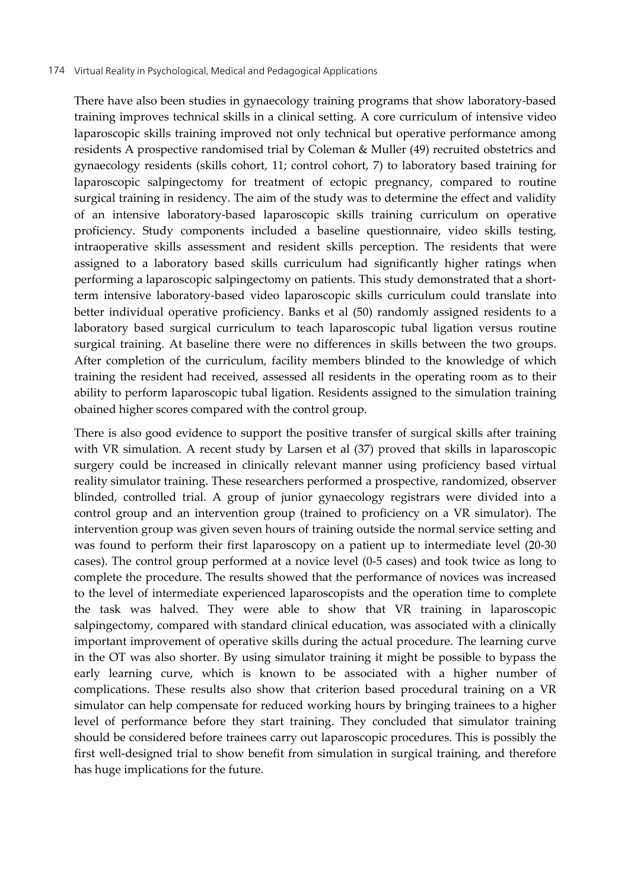There have also been studies in gynaecology training programs that show laboratory-based training improves technical skills in a clinical setting. A core curriculum of intensive video laparoscopic skills training improved not only technical but operative performance among residents A prospective randomised trial by Coleman & Muller (49) recruited obstetrics and gynaecology residents (skills cohort, 11; control cohort, 7) to laboratory based training for laparoscopic salpingectomy for treatment of ectopic pregnancy, compared to routine surgical training in residency. The aim of the study was to determine the effect and validity of an intensive laboratory-based laparoscopic skills training curriculum on operative proficiency. Study components included a baseline questionnaire, video skills testing, intraoperative skills assessment and resident skills perception. The residents that were assigned to a laboratory based skills curriculum had significantly higher ratings when performing a laparoscopic salpingectomy on patients. This study demonstrated that a short-term intensive laboratory-based video laparoscopic skills curriculum could translate into better individual operative proficiency. Banks et al (50) randomly assigned residents to a laboratory based surgical curriculum to teach laparoscopic tubal ligation versus routine surgical training. At baseline there were no differences in skills between the two groups. After completion of the curriculum, facility members blinded to the knowledge of which training the resident had received, assessed all residents in the operating room as to their ability to perform laparoscopic tubal ligation. Residents assigned to the simulation training obained higher scores compared with the control group.

There is also good evidence to support the positive transfer of surgical skills after training with VR simulation. A recent study by Larsen et al (37) proved that skills in laparoscopic surgery could be increased in clinically relevant manner using proficiency based virtual reality simulator training. These researchers performed a prospective, randomized, observer blinded, controlled trial. A group of junior gynaecology registrars were divided into a control group and an intervention group (trained to proficiency on a VR simulator). The intervention group was given seven hours of training outside the normal service setting and was found to perform their first laparoscopy on a patient up to intermediate level (20-30 cases). The control group performed at a novice level (0-5 cases) and took twice as long to complete the procedure. The results showed that the performance of novices was increased to the level of intermediate experienced laparoscopists and the operation time to complete the task was halved. They were able to show that VR training in laparoscopic salpingectomy, compared with standard clinical education, was associated with a clinically important improvement of operative skills during the actual procedure. The learning curve in the OT was also shorter. By using simulator training it might be possible to bypass the early learning curve, which is known to be associated with a higher number of complications. These results also show that criterion based procedural training on a VR simulator can help compensate for reduced working hours by bringing trainees to a higher level of performance before they start training. They concluded that simulator training should be considered before trainees carry out laparoscopic procedures. This is possibly the first well-designed trial to show benefit from simulation in surgical training, and therefore has huge implications for the future.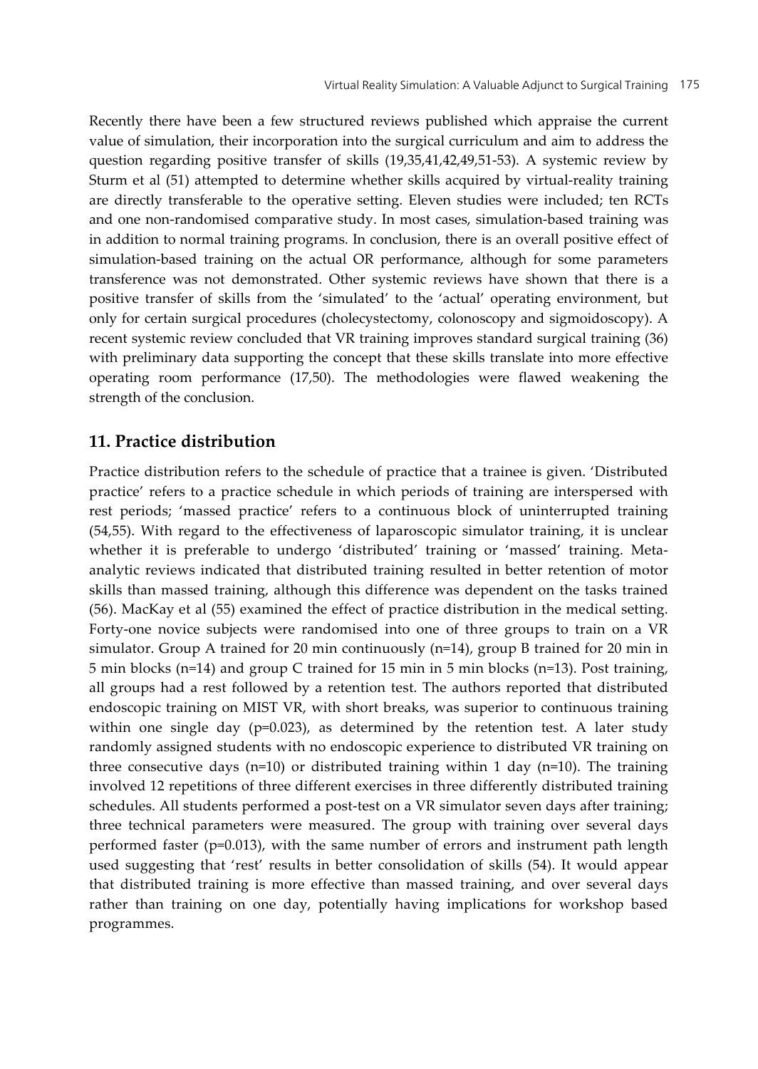Recently there have been a few structured reviews published which appraise the current value of simulation, their incorporation into the surgical curriculum and aim to address the question regarding positive transfer of skills (19,35,41,42,49,51-53). A systemic review by Sturm et al (51) attempted to determine whether skills acquired by virtual-reality training are directly transferable to the operative setting. Eleven studies were included; ten RCTs and one non-randomised comparative study. In most cases, simulation-based training was in addition to normal training programs. In conclusion, there is an overall positive effect of simulation-based training on the actual OR performance, although for some parameters transference was not demonstrated. Other systemic reviews have shown that there is a positive transfer of skills from the 'simulated' to the 'actual' operating environment, but only for certain surgical procedures (cholecystectomy, colonoscopy and sigmoidoscopy). A recent systemic review concluded that VR training improves standard surgical training (36) with preliminary data supporting the concept that these skills translate into more effective operating room performance (17,50). The methodologies were flawed weakening the strength of the conclusion.

## 11. Practice distribution

Practice distribution refers to the schedule of practice that a trainee is given. 'Distributed practice' refers to a practice schedule in which periods of training are interspersed with rest periods; 'massed practice' refers to a continuous block of uninterrupted training (54,55). With regard to the effectiveness of laparoscopic simulator training, it is unclear whether it is preferable to undergo 'distributed' training or 'massed' training. Meta-analytic reviews indicated that distributed training resulted in better retention of motor skills than massed training, although this difference was dependent on the tasks trained (56). MacKay et al (55) examined the effect of practice distribution in the medical setting. Forty-one novice subjects were randomised into one of three groups to train on a VR simulator. Group A trained for 20 min continuously (n=14), group B trained for 20 min in 5 min blocks (n=14) and group C trained for 15 min in 5 min blocks (n=13). Post training, all groups had a rest followed by a retention test. The authors reported that distributed endoscopic training on MIST VR, with short breaks, was superior to continuous training within one single day ($p=0.023$), as determined by the retention test. A later study randomly assigned students with no endoscopic experience to distributed VR training on three consecutive days (n=10) or distributed training within 1 day (n=10). The training involved 12 repetitions of three different exercises in three differently distributed training schedules. All students performed a post-test on a VR simulator seven days after training; three technical parameters were measured. The group with training over several days performed faster ($p=0.013$), with the same number of errors and instrument path length used suggesting that 'rest' results in better consolidation of skills (54). It would appear that distributed training is more effective than massed training, and over several days rather than training on one day, potentially having implications for workshop based programmes.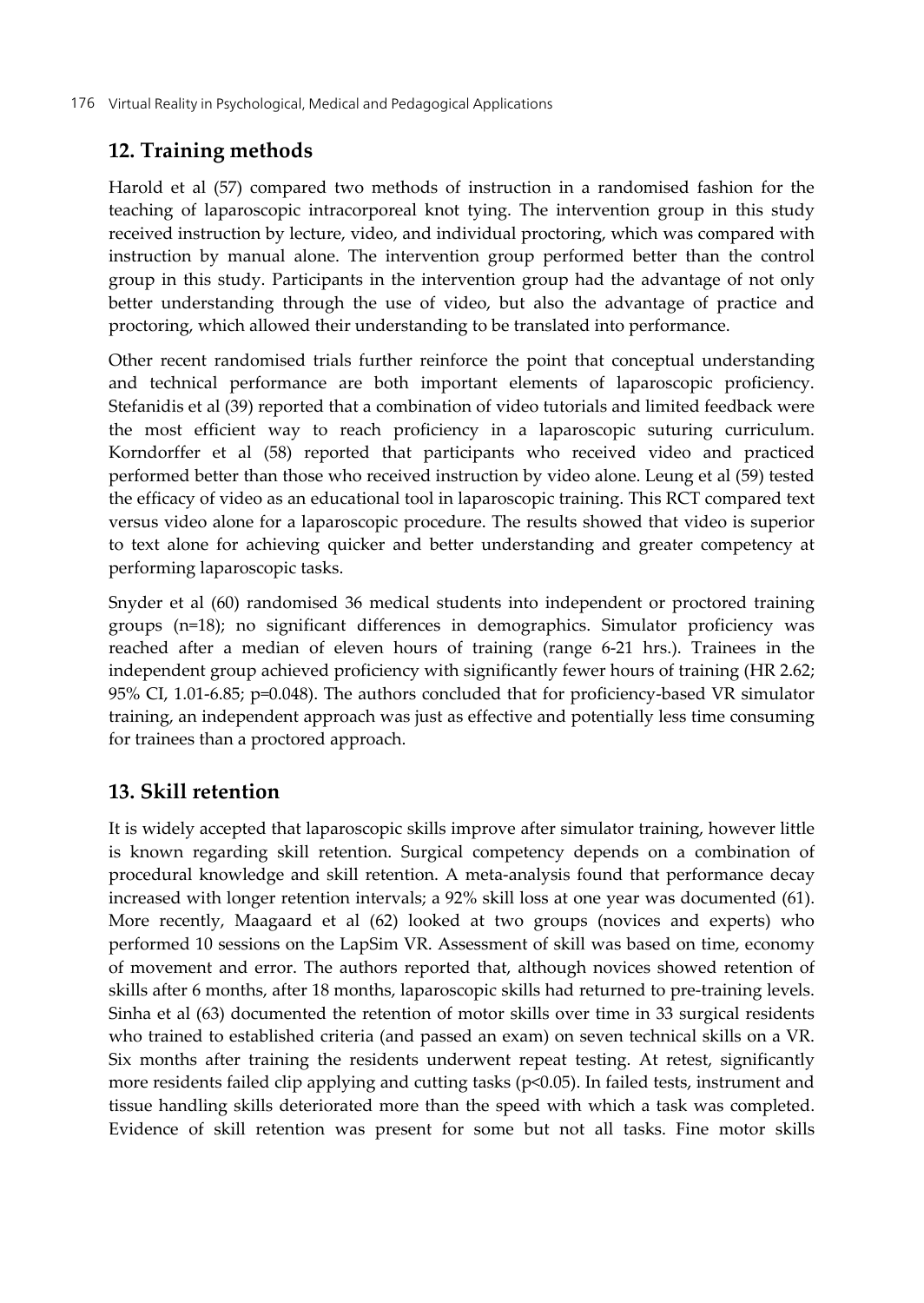## 12. Training methods

Harold et al (57) compared two methods of instruction in a randomised fashion for the teaching of laparoscopic intracorporeal knot tying. The intervention group in this study received instruction by lecture, video, and individual proctoring, which was compared with instruction by manual alone. The intervention group performed better than the control group in this study. Participants in the intervention group had the advantage of not only better understanding through the use of video, but also the advantage of practice and proctoring, which allowed their understanding to be translated into performance.

Other recent randomised trials further reinforce the point that conceptual understanding and technical performance are both important elements of laparoscopic proficiency. Stefanidis et al (39) reported that a combination of video tutorials and limited feedback were the most efficient way to reach proficiency in a laparoscopic suturing curriculum. Korndorffer et al (58) reported that participants who received video and practiced performed better than those who received instruction by video alone. Leung et al (59) tested the efficacy of video as an educational tool in laparoscopic training. This RCT compared text versus video alone for a laparoscopic procedure. The results showed that video is superior to text alone for achieving quicker and better understanding and greater competency at performing laparoscopic tasks.

Snyder et al (60) randomised 36 medical students into independent or proctored training groups (n=18); no significant differences in demographics. Simulator proficiency was reached after a median of eleven hours of training (range 6-21 hrs.). Trainees in the independent group achieved proficiency with significantly fewer hours of training (HR 2.62; 95% CI, 1.01-6.85; $p=0.048$). The authors concluded that for proficiency-based VR simulator training, an independent approach was just as effective and potentially less time consuming for trainees than a proctored approach.

## 13. Skill retention

It is widely accepted that laparoscopic skills improve after simulator training, however little is known regarding skill retention. Surgical competency depends on a combination of procedural knowledge and skill retention. A meta-analysis found that performance decay increased with longer retention intervals; a 92% skill loss at one year was documented (61). More recently, Maagaard et al (62) looked at two groups (novices and experts) who performed 10 sessions on the LapSim VR. Assessment of skill was based on time, economy of movement and error. The authors reported that, although novices showed retention of skills after 6 months, after 18 months, laparoscopic skills had returned to pre-training levels. Sinha et al (63) documented the retention of motor skills over time in 33 surgical residents who trained to established criteria (and passed an exam) on seven technical skills on a VR. Six months after training the residents underwent repeat testing. At retest, significantly more residents failed clip applying and cutting tasks ($p<0.05$). In failed tests, instrument and tissue handling skills deteriorated more than the speed with which a task was completed. Evidence of skill retention was present for some but not all tasks. Fine motor skills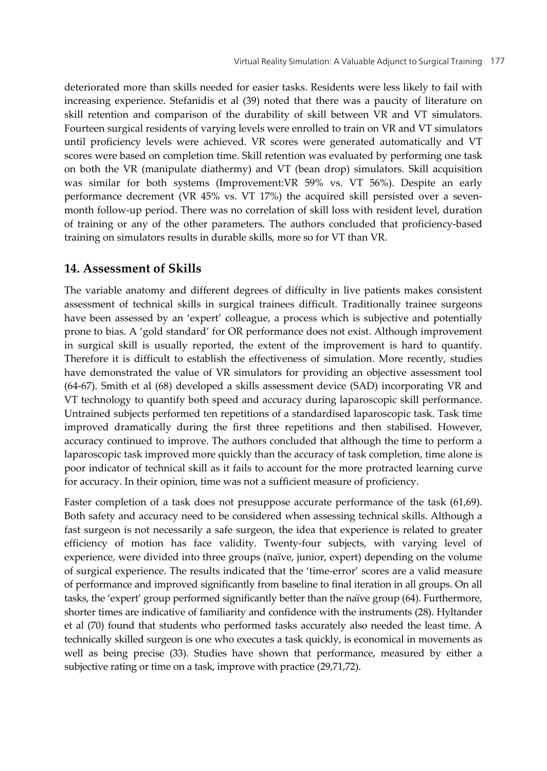deteriorated more than skills needed for easier tasks. Residents were less likely to fail with increasing experience. Stefanidis et al (39) noted that there was a paucity of literature on skill retention and comparison of the durability of skill between VR and VT simulators. Fourteen surgical residents of varying levels were enrolled to train on VR and VT simulators until proficiency levels were achieved. VR scores were generated automatically and VT scores were based on completion time. Skill retention was evaluated by performing one task on both the VR (manipulate diathermy) and VT (bean drop) simulators. Skill acquisition was similar for both systems (Improvement:VR 59% vs. VT 56%). Despite an early performance decrement (VR 45% vs. VT 17%) the acquired skill persisted over a seven-month follow-up period. There was no correlation of skill loss with resident level, duration of training or any of the other parameters. The authors concluded that proficiency-based training on simulators results in durable skills, more so for VT than VR.

## 14. Assessment of Skills

The variable anatomy and different degrees of difficulty in live patients makes consistent assessment of technical skills in surgical trainees difficult. Traditionally trainee surgeons have been assessed by an 'expert' colleague, a process which is subjective and potentially prone to bias. A 'gold standard' for OR performance does not exist. Although improvement in surgical skill is usually reported, the extent of the improvement is hard to quantify. Therefore it is difficult to establish the effectiveness of simulation. More recently, studies have demonstrated the value of VR simulators for providing an objective assessment tool (64-67). Smith et al (68) developed a skills assessment device (SAD) incorporating VR and VT technology to quantify both speed and accuracy during laparoscopic skill performance. Untrained subjects performed ten repetitions of a standardised laparoscopic task. Task time improved dramatically during the first three repetitions and then stabilised. However, accuracy continued to improve. The authors concluded that although the time to perform a laparoscopic task improved more quickly than the accuracy of task completion, time alone is poor indicator of technical skill as it fails to account for the more protracted learning curve for accuracy. In their opinion, time was not a sufficient measure of proficiency.

Faster completion of a task does not presuppose accurate performance of the task (61,69). Both safety and accuracy need to be considered when assessing technical skills. Although a fast surgeon is not necessarily a safe surgeon, the idea that experience is related to greater efficiency of motion has face validity. Twenty-four subjects, with varying level of experience, were divided into three groups (naïve, junior, expert) depending on the volume of surgical experience. The results indicated that the 'time-error' scores are a valid measure of performance and improved significantly from baseline to final iteration in all groups. On all tasks, the 'expert' group performed significantly better than the naïve group (64). Furthermore, shorter times are indicative of familiarity and confidence with the instruments (28). Hyltander et al (70) found that students who performed tasks accurately also needed the least time. A technically skilled surgeon is one who executes a task quickly, is economical in movements as well as being precise (33). Studies have shown that performance, measured by either a subjective rating or time on a task, improve with practice (29,71,72).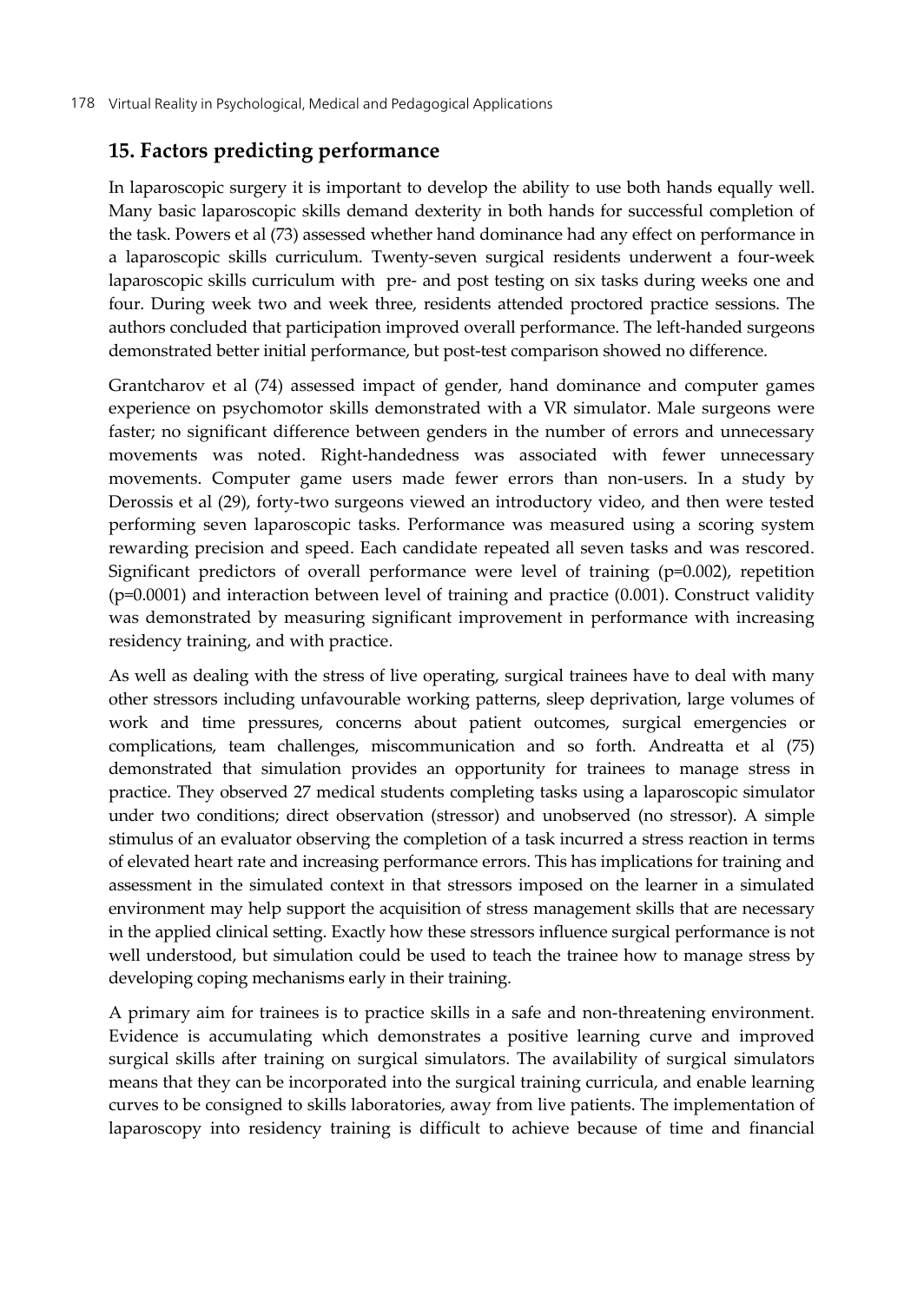## 15. Factors predicting performance

In laparoscopic surgery it is important to develop the ability to use both hands equally well. Many basic laparoscopic skills demand dexterity in both hands for successful completion of the task. Powers et al (73) assessed whether hand dominance had any effect on performance in a laparoscopic skills curriculum. Twenty-seven surgical residents underwent a four-week laparoscopic skills curriculum with pre- and post testing on six tasks during weeks one and four. During week two and week three, residents attended proctored practice sessions. The authors concluded that participation improved overall performance. The left-handed surgeons demonstrated better initial performance, but post-test comparison showed no difference.

Grantcharov et al (74) assessed impact of gender, hand dominance and computer games experience on psychomotor skills demonstrated with a VR simulator. Male surgeons were faster; no significant difference between genders in the number of errors and unnecessary movements was noted. Right-handedness was associated with fewer unnecessary movements. Computer game users made fewer errors than non-users. In a study by Derossis et al (29), forty-two surgeons viewed an introductory video, and then were tested performing seven laparoscopic tasks. Performance was measured using a scoring system rewarding precision and speed. Each candidate repeated all seven tasks and was rescored. Significant predictors of overall performance were level of training ($p=0.002$), repetition ($p=0.0001$) and interaction between level of training and practice (0.001). Construct validity was demonstrated by measuring significant improvement in performance with increasing residency training, and with practice.

As well as dealing with the stress of live operating, surgical trainees have to deal with many other stressors including unfavourable working patterns, sleep deprivation, large volumes of work and time pressures, concerns about patient outcomes, surgical emergencies or complications, team challenges, miscommunication and so forth. Andreatta et al (75) demonstrated that simulation provides an opportunity for trainees to manage stress in practice. They observed 27 medical students completing tasks using a laparoscopic simulator under two conditions; direct observation (stressor) and unobserved (no stressor). A simple stimulus of an evaluator observing the completion of a task incurred a stress reaction in terms of elevated heart rate and increasing performance errors. This has implications for training and assessment in the simulated context in that stressors imposed on the learner in a simulated environment may help support the acquisition of stress management skills that are necessary in the applied clinical setting. Exactly how these stressors influence surgical performance is not well understood, but simulation could be used to teach the trainee how to manage stress by developing coping mechanisms early in their training.

A primary aim for trainees is to practice skills in a safe and non-threatening environment. Evidence is accumulating which demonstrates a positive learning curve and improved surgical skills after training on surgical simulators. The availability of surgical simulators means that they can be incorporated into the surgical training curricula, and enable learning curves to be consigned to skills laboratories, away from live patients. The implementation of laparoscopy into residency training is difficult to achieve because of time and financial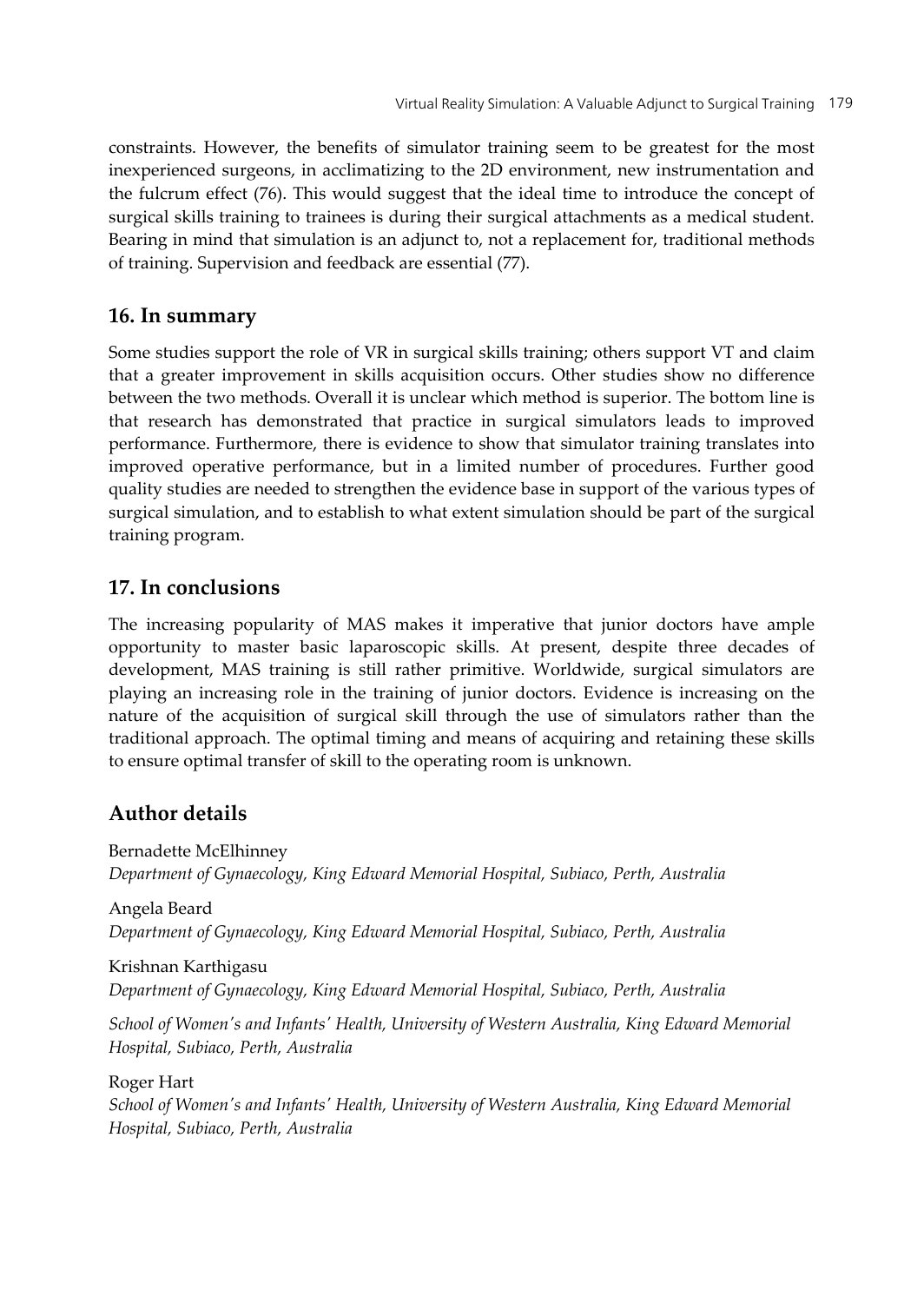constraints. However, the benefits of simulator training seem to be greatest for the most inexperienced surgeons, in acclimatizing to the 2D environment, new instrumentation and the fulcrum effect (76). This would suggest that the ideal time to introduce the concept of surgical skills training to trainees is during their surgical attachments as a medical student. Bearing in mind that simulation is an adjunct to, not a replacement for, traditional methods of training. Supervision and feedback are essential (77).

## 16. In summary

Some studies support the role of VR in surgical skills training; others support VT and claim that a greater improvement in skills acquisition occurs. Other studies show no difference between the two methods. Overall it is unclear which method is superior. The bottom line is that research has demonstrated that practice in surgical simulators leads to improved performance. Furthermore, there is evidence to show that simulator training translates into improved operative performance, but in a limited number of procedures. Further good quality studies are needed to strengthen the evidence base in support of the various types of surgical simulation, and to establish to what extent simulation should be part of the surgical training program.

## 17. In conclusions

The increasing popularity of MAS makes it imperative that junior doctors have ample opportunity to master basic laparoscopic skills. At present, despite three decades of development, MAS training is still rather primitive. Worldwide, surgical simulators are playing an increasing role in the training of junior doctors. Evidence is increasing on the nature of the acquisition of surgical skill through the use of simulators rather than the traditional approach. The optimal timing and means of acquiring and retaining these skills to ensure optimal transfer of skill to the operating room is unknown.

## Author details

Bernadette McElhinney
*Department of Gynaecology, King Edward Memorial Hospital, Subiaco, Perth, Australia*

Angela Beard
*Department of Gynaecology, King Edward Memorial Hospital, Subiaco, Perth, Australia*

Krishnan Karthigasu
*Department of Gynaecology, King Edward Memorial Hospital, Subiaco, Perth, Australia*

*School of Women's and Infants' Health, University of Western Australia, King Edward Memorial Hospital, Subiaco, Perth, Australia*

Roger Hart
*School of Women's and Infants' Health, University of Western Australia, King Edward Memorial Hospital, Subiaco, Perth, Australia*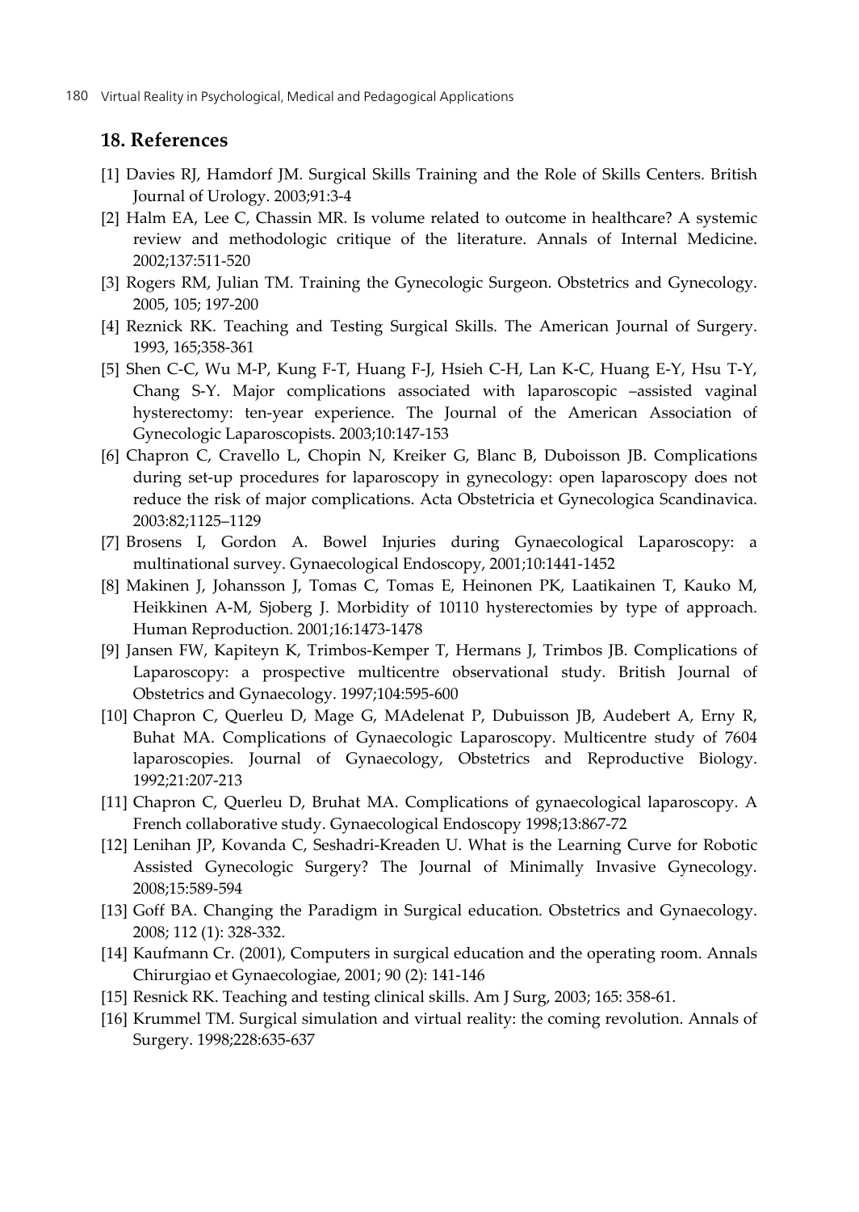## 18. References

[1] Davies RJ, Hamdorf JM. Surgical Skills Training and the Role of Skills Centers. British Journal of Urology. 2003;91:3-4

[2] Halm EA, Lee C, Chassin MR. Is volume related to outcome in healthcare? A systemic review and methodologic critique of the literature. Annals of Internal Medicine. 2002;137:511-520

[3] Rogers RM, Julian TM. Training the Gynecologic Surgeon. Obstetrics and Gynecology. 2005, 105; 197-200

[4] Reznick RK. Teaching and Testing Surgical Skills. The American Journal of Surgery. 1993, 165;358-361

[5] Shen C-C, Wu M-P, Kung F-T, Huang F-J, Hsieh C-H, Lan K-C, Huang E-Y, Hsu T-Y, Chang S-Y. Major complications associated with laparoscopic –assisted vaginal hysterectomy: ten-year experience. The Journal of the American Association of Gynecologic Laparoscopists. 2003;10:147-153

[6] Chapron C, Cravello L, Chopin N, Kreiker G, Blanc B, Duboisson JB. Complications during set-up procedures for laparoscopy in gynecology: open laparoscopy does not reduce the risk of major complications. Acta Obstetricia et Gynecologica Scandinavica. 2003:82;1125–1129

[7] Brosens I, Gordon A. Bowel Injuries during Gynaecological Laparoscopy: a multinational survey. Gynaecological Endoscopy, 2001;10:1441-1452

[8] Makinen J, Johansson J, Tomas C, Tomas E, Heinonen PK, Laatikainen T, Kauko M, Heikkinen A-M, Sjoberg J. Morbidity of 10110 hysterectomies by type of approach. Human Reproduction. 2001;16:1473-1478

[9] Jansen FW, Kapiteyn K, Trimbos-Kemper T, Hermans J, Trimbos JB. Complications of Laparoscopy: a prospective multicentre observational study. British Journal of Obstetrics and Gynaecology. 1997;104:595-600

[10] Chapron C, Querleu D, Mage G, MAdelenat P, Dubuisson JB, Audebert A, Erny R, Buhat MA. Complications of Gynaecologic Laparoscopy. Multicentre study of 7604 laparoscopies. Journal of Gynaecology, Obstetrics and Reproductive Biology. 1992;21:207-213

[11] Chapron C, Querleu D, Bruhat MA. Complications of gynaecological laparoscopy. A French collaborative study. Gynaecological Endoscopy 1998;13:867-72

[12] Lenihan JP, Kovanda C, Seshadri-Kreaden U. What is the Learning Curve for Robotic Assisted Gynecologic Surgery? The Journal of Minimally Invasive Gynecology. 2008;15:589-594

[13] Goff BA. Changing the Paradigm in Surgical education. Obstetrics and Gynaecology. 2008; 112 (1): 328-332.

[14] Kaufmann Cr. (2001), Computers in surgical education and the operating room. Annals Chirurgiao et Gynaecologiae, 2001; 90 (2): 141-146

[15] Resnick RK. Teaching and testing clinical skills. Am J Surg, 2003; 165: 358-61.

[16] Krummel TM. Surgical simulation and virtual reality: the coming revolution. Annals of Surgery. 1998;228:635-637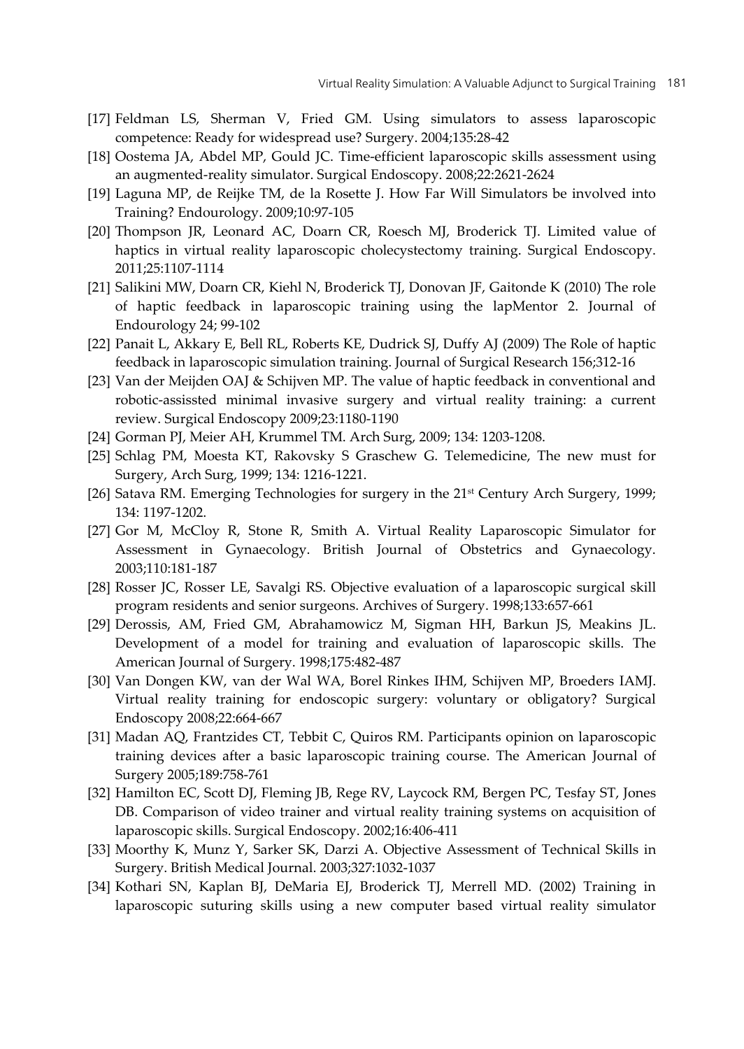[17] Feldman LS, Sherman V, Fried GM. Using simulators to assess laparoscopic competence: Ready for widespread use? Surgery. 2004;135:28-42

[18] Oostema JA, Abdel MP, Gould JC. Time-efficient laparoscopic skills assessment using an augmented-reality simulator. Surgical Endoscopy. 2008;22:2621-2624

[19] Laguna MP, de Reijke TM, de la Rosette J. How Far Will Simulators be involved into Training? Endourology. 2009;10:97-105

[20] Thompson JR, Leonard AC, Doarn CR, Roesch MJ, Broderick TJ. Limited value of haptics in virtual reality laparoscopic cholecystectomy training. Surgical Endoscopy. 2011;25:1107-1114

[21] Salikini MW, Doarn CR, Kiehl N, Broderick TJ, Donovan JF, Gaitonde K (2010) The role of haptic feedback in laparoscopic training using the lapMentor 2. Journal of Endourology 24; 99-102

[22] Panait L, Akkary E, Bell RL, Roberts KE, Dudrick SJ, Duffy AJ (2009) The Role of haptic feedback in laparoscopic simulation training. Journal of Surgical Research 156;312-16

[23] Van der Meijden OAJ & Schijven MP. The value of haptic feedback in conventional and robotic-assissted minimal invasive surgery and virtual reality training: a current review. Surgical Endoscopy 2009;23:1180-1190

[24] Gorman PJ, Meier AH, Krummel TM. Arch Surg, 2009; 134: 1203-1208.

[25] Schlag PM, Moesta KT, Rakovsky S Graschew G. Telemedicine, The new must for Surgery, Arch Surg, 1999; 134: 1216-1221.

[26] Satava RM. Emerging Technologies for surgery in the 21st Century Arch Surgery, 1999; 134: 1197-1202.

[27] Gor M, McCloy R, Stone R, Smith A. Virtual Reality Laparoscopic Simulator for Assessment in Gynaecology. British Journal of Obstetrics and Gynaecology. 2003;110:181-187

[28] Rosser JC, Rosser LE, Savalgi RS. Objective evaluation of a laparoscopic surgical skill program residents and senior surgeons. Archives of Surgery. 1998;133:657-661

[29] Derossis, AM, Fried GM, Abrahamowicz M, Sigman HH, Barkun JS, Meakins JL. Development of a model for training and evaluation of laparoscopic skills. The American Journal of Surgery. 1998;175:482-487

[30] Van Dongen KW, van der Wal WA, Borel Rinkes IHM, Schijven MP, Broeders IAMJ. Virtual reality training for endoscopic surgery: voluntary or obligatory? Surgical Endoscopy 2008;22:664-667

[31] Madan AQ, Frantzides CT, Tebbit C, Quiros RM. Participants opinion on laparoscopic training devices after a basic laparoscopic training course. The American Journal of Surgery 2005;189:758-761

[32] Hamilton EC, Scott DJ, Fleming JB, Rege RV, Laycock RM, Bergen PC, Tesfay ST, Jones DB. Comparison of video trainer and virtual reality training systems on acquisition of laparoscopic skills. Surgical Endoscopy. 2002;16:406-411

[33] Moorthy K, Munz Y, Sarker SK, Darzi A. Objective Assessment of Technical Skills in Surgery. British Medical Journal. 2003;327:1032-1037

[34] Kothari SN, Kaplan BJ, DeMaria EJ, Broderick TJ, Merrell MD. (2002) Training in laparoscopic suturing skills using a new computer based virtual reality simulator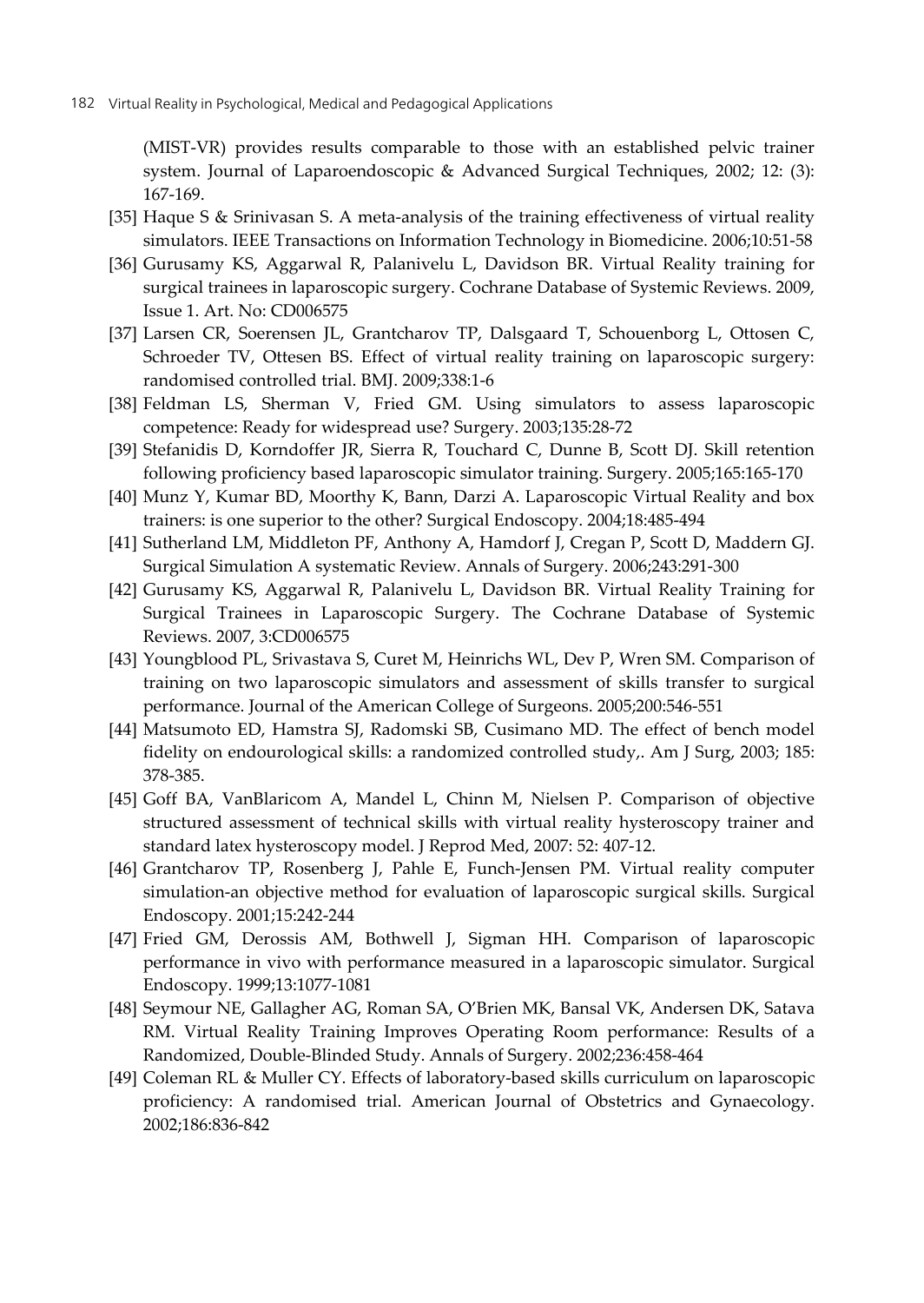(MIST-VR) provides results comparable to those with an established pelvic trainer system. Journal of Laparoendoscopic & Advanced Surgical Techniques, 2002; 12: (3): 167-169.

[35] Haque S & Srinivasan S. A meta-analysis of the training effectiveness of virtual reality simulators. IEEE Transactions on Information Technology in Biomedicine. 2006;10:51-58

[36] Gurusamy KS, Aggarwal R, Palanivelu L, Davidson BR. Virtual Reality training for surgical trainees in laparoscopic surgery. Cochrane Database of Systemic Reviews. 2009, Issue 1. Art. No: CD006575

[37] Larsen CR, Soerensen JL, Grantcharov TP, Dalsgaard T, Schouenborg L, Ottosen C, Schroeder TV, Ottesen BS. Effect of virtual reality training on laparoscopic surgery: randomised controlled trial. BMJ. 2009;338:1-6

[38] Feldman LS, Sherman V, Fried GM. Using simulators to assess laparoscopic competence: Ready for widespread use? Surgery. 2003;135:28-72

[39] Stefanidis D, Korndoffer JR, Sierra R, Touchard C, Dunne B, Scott DJ. Skill retention following proficiency based laparoscopic simulator training. Surgery. 2005;165:165-170

[40] Munz Y, Kumar BD, Moorthy K, Bann, Darzi A. Laparoscopic Virtual Reality and box trainers: is one superior to the other? Surgical Endoscopy. 2004;18:485-494

[41] Sutherland LM, Middleton PF, Anthony A, Hamdorf J, Cregan P, Scott D, Maddern GJ. Surgical Simulation A systematic Review. Annals of Surgery. 2006;243:291-300

[42] Gurusamy KS, Aggarwal R, Palanivelu L, Davidson BR. Virtual Reality Training for Surgical Trainees in Laparoscopic Surgery. The Cochrane Database of Systemic Reviews. 2007, 3:CD006575

[43] Youngblood PL, Srivastava S, Curet M, Heinrichs WL, Dev P, Wren SM. Comparison of training on two laparoscopic simulators and assessment of skills transfer to surgical performance. Journal of the American College of Surgeons. 2005;200:546-551

[44] Matsumoto ED, Hamstra SJ, Radomski SB, Cusimano MD. The effect of bench model fidelity on endourological skills: a randomized controlled study,. Am J Surg, 2003; 185: 378-385.

[45] Goff BA, VanBlaricom A, Mandel L, Chinn M, Nielsen P. Comparison of objective structured assessment of technical skills with virtual reality hysteroscopy trainer and standard latex hysteroscopy model. J Reprod Med, 2007: 52: 407-12.

[46] Grantcharov TP, Rosenberg J, Pahle E, Funch-Jensen PM. Virtual reality computer simulation-an objective method for evaluation of laparoscopic surgical skills. Surgical Endoscopy. 2001;15:242-244

[47] Fried GM, Derossis AM, Bothwell J, Sigman HH. Comparison of laparoscopic performance in vivo with performance measured in a laparoscopic simulator. Surgical Endoscopy. 1999;13:1077-1081

[48] Seymour NE, Gallagher AG, Roman SA, O'Brien MK, Bansal VK, Andersen DK, Satava RM. Virtual Reality Training Improves Operating Room performance: Results of a Randomized, Double-Blinded Study. Annals of Surgery. 2002;236:458-464

[49] Coleman RL & Muller CY. Effects of laboratory-based skills curriculum on laparoscopic proficiency: A randomised trial. American Journal of Obstetrics and Gynaecology. 2002;186:836-842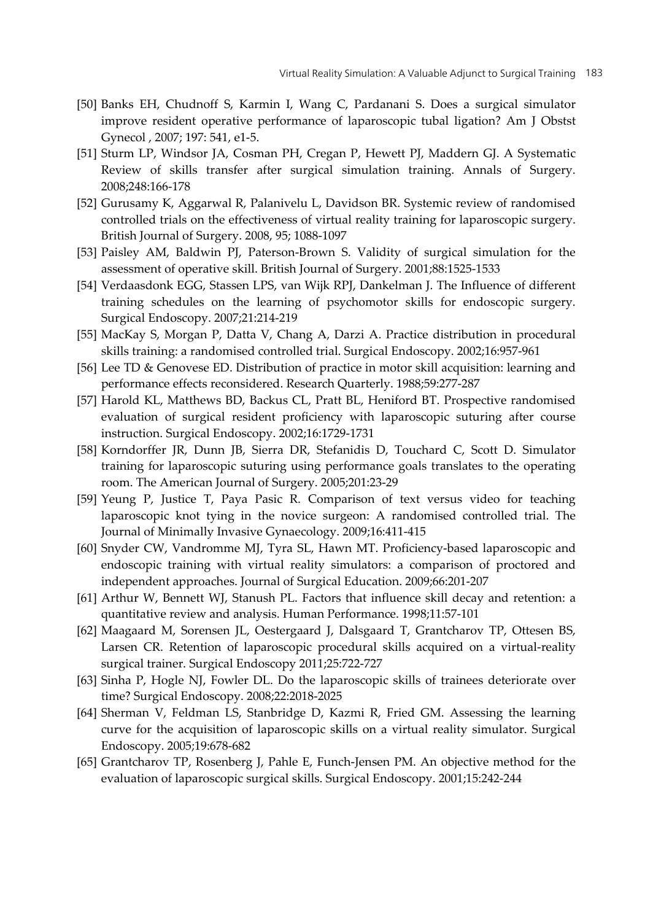[50] Banks EH, Chudnoff S, Karmin I, Wang C, Pardanani S. Does a surgical simulator improve resident operative performance of laparoscopic tubal ligation? Am J Obstst Gynecol , 2007; 197: 541, e1-5.

[51] Sturm LP, Windsor JA, Cosman PH, Cregan P, Hewett PJ, Maddern GJ. A Systematic Review of skills transfer after surgical simulation training. Annals of Surgery. 2008;248:166-178

[52] Gurusamy K, Aggarwal R, Palanivelu L, Davidson BR. Systemic review of randomised controlled trials on the effectiveness of virtual reality training for laparoscopic surgery. British Journal of Surgery. 2008, 95; 1088-1097

[53] Paisley AM, Baldwin PJ, Paterson-Brown S. Validity of surgical simulation for the assessment of operative skill. British Journal of Surgery. 2001;88:1525-1533

[54] Verdaasdonk EGG, Stassen LPS, van Wijk RPJ, Dankelman J. The Influence of different training schedules on the learning of psychomotor skills for endoscopic surgery. Surgical Endoscopy. 2007;21:214-219

[55] MacKay S, Morgan P, Datta V, Chang A, Darzi A. Practice distribution in procedural skills training: a randomised controlled trial. Surgical Endoscopy. 2002;16:957-961

[56] Lee TD & Genovese ED. Distribution of practice in motor skill acquisition: learning and performance effects reconsidered. Research Quarterly. 1988;59:277-287

[57] Harold KL, Matthews BD, Backus CL, Pratt BL, Heniford BT. Prospective randomised evaluation of surgical resident proficiency with laparoscopic suturing after course instruction. Surgical Endoscopy. 2002;16:1729-1731

[58] Korndorffer JR, Dunn JB, Sierra DR, Stefanidis D, Touchard C, Scott D. Simulator training for laparoscopic suturing using performance goals translates to the operating room. The American Journal of Surgery. 2005;201:23-29

[59] Yeung P, Justice T, Paya Pasic R. Comparison of text versus video for teaching laparoscopic knot tying in the novice surgeon: A randomised controlled trial. The Journal of Minimally Invasive Gynaecology. 2009;16:411-415

[60] Snyder CW, Vandromme MJ, Tyra SL, Hawn MT. Proficiency-based laparoscopic and endoscopic training with virtual reality simulators: a comparison of proctored and independent approaches. Journal of Surgical Education. 2009;66:201-207

[61] Arthur W, Bennett WJ, Stanush PL. Factors that influence skill decay and retention: a quantitative review and analysis. Human Performance. 1998;11:57-101

[62] Maagaard M, Sorensen JL, Oestergaard J, Dalsgaard T, Grantcharov TP, Ottesen BS, Larsen CR. Retention of laparoscopic procedural skills acquired on a virtual-reality surgical trainer. Surgical Endoscopy 2011;25:722-727

[63] Sinha P, Hogle NJ, Fowler DL. Do the laparoscopic skills of trainees deteriorate over time? Surgical Endoscopy. 2008;22:2018-2025

[64] Sherman V, Feldman LS, Stanbridge D, Kazmi R, Fried GM. Assessing the learning curve for the acquisition of laparoscopic skills on a virtual reality simulator. Surgical Endoscopy. 2005;19:678-682

[65] Grantcharov TP, Rosenberg J, Pahle E, Funch-Jensen PM. An objective method for the evaluation of laparoscopic surgical skills. Surgical Endoscopy. 2001;15:242-244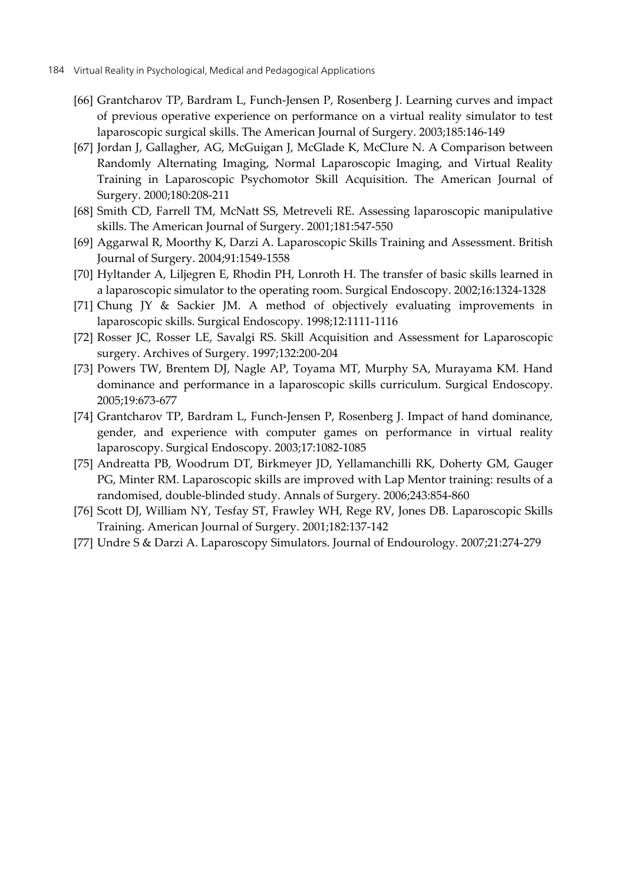[66] Grantcharov TP, Bardram L, Funch-Jensen P, Rosenberg J. Learning curves and impact of previous operative experience on performance on a virtual reality simulator to test laparoscopic surgical skills. The American Journal of Surgery. 2003;185:146-149

[67] Jordan J, Gallagher, AG, McGuigan J, McGlade K, McClure N. A Comparison between Randomly Alternating Imaging, Normal Laparoscopic Imaging, and Virtual Reality Training in Laparoscopic Psychomotor Skill Acquisition. The American Journal of Surgery. 2000;180:208-211

[68] Smith CD, Farrell TM, McNatt SS, Metreveli RE. Assessing laparoscopic manipulative skills. The American Journal of Surgery. 2001;181:547-550

[69] Aggarwal R, Moorthy K, Darzi A. Laparoscopic Skills Training and Assessment. British Journal of Surgery. 2004;91:1549-1558

[70] Hyltander A, Liljegren E, Rhodin PH, Lonroth H. The transfer of basic skills learned in a laparoscopic simulator to the operating room. Surgical Endoscopy. 2002;16:1324-1328

[71] Chung JY & Sackier JM. A method of objectively evaluating improvements in laparoscopic skills. Surgical Endoscopy. 1998;12:1111-1116

[72] Rosser JC, Rosser LE, Savalgi RS. Skill Acquisition and Assessment for Laparoscopic surgery. Archives of Surgery. 1997;132:200-204

[73] Powers TW, Brentem DJ, Nagle AP, Toyama MT, Murphy SA, Murayama KM. Hand dominance and performance in a laparoscopic skills curriculum. Surgical Endoscopy. 2005;19:673-677

[74] Grantcharov TP, Bardram L, Funch-Jensen P, Rosenberg J. Impact of hand dominance, gender, and experience with computer games on performance in virtual reality laparoscopy. Surgical Endoscopy. 2003;17:1082-1085

[75] Andreatta PB, Woodrum DT, Birkmeyer JD, Yellamanchilli RK, Doherty GM, Gauger PG, Minter RM. Laparoscopic skills are improved with Lap Mentor training: results of a randomised, double-blinded study. Annals of Surgery. 2006;243:854-860

[76] Scott DJ, William NY, Tesfay ST, Frawley WH, Rege RV, Jones DB. Laparoscopic Skills Training. American Journal of Surgery. 2001;182:137-142

[77] Undre S & Darzi A. Laparoscopy Simulators. Journal of Endourology. 2007;21:274-279